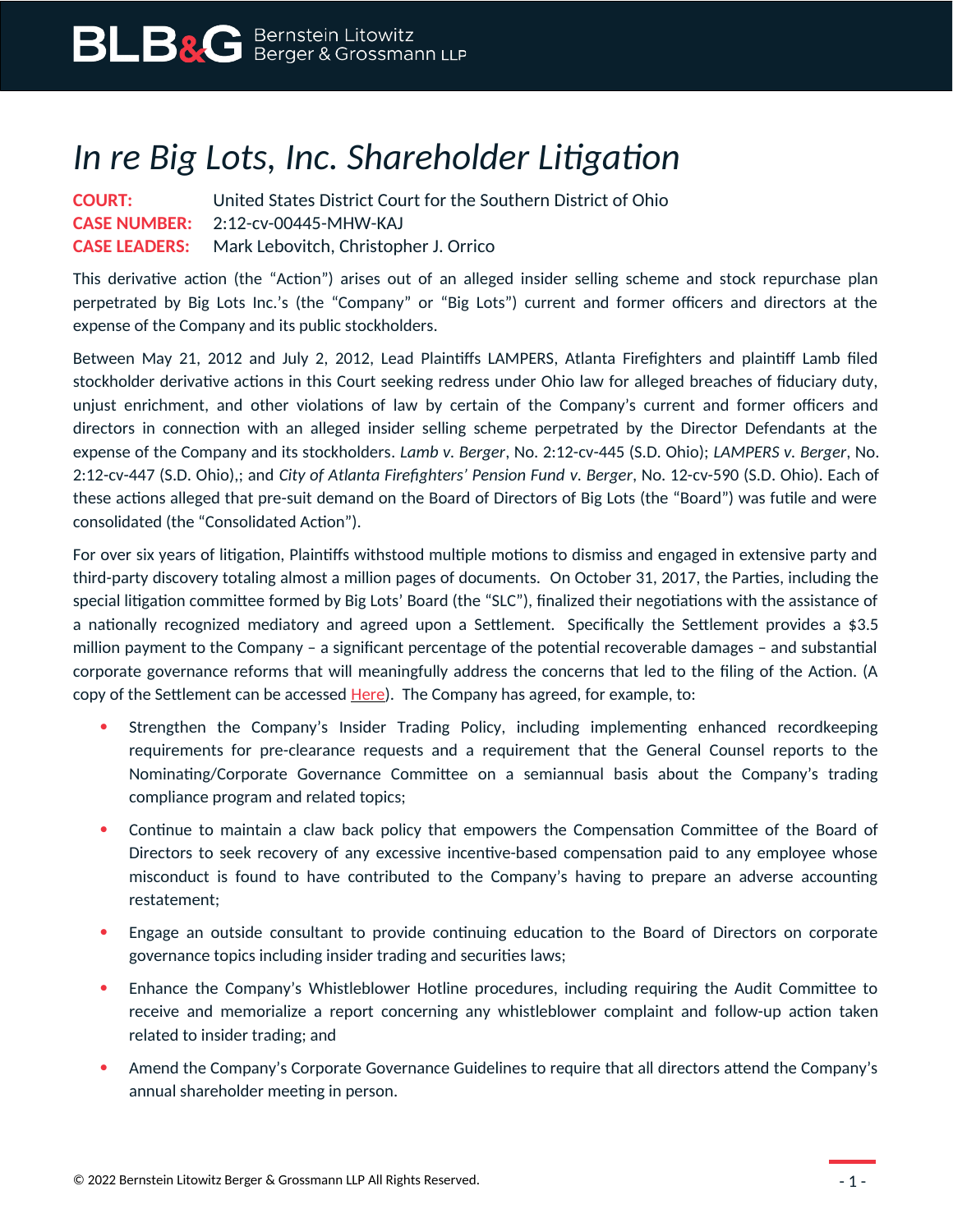# *In re Big Lots, Inc. Shareholder Litigation*

**COURT:** United States District Court for the Southern District of Ohio
**CASE NUMBER:** 2:12-cv-00445-MHW-KAJ
**CASE LEADERS:** Mark Lebovitch, Christopher J. Orrico

This derivative action (the "Action") arises out of an alleged insider selling scheme and stock repurchase plan perpetrated by Big Lots Inc.'s (the "Company" or "Big Lots") current and former officers and directors at the expense of the Company and its public stockholders.

Between May 21, 2012 and July 2, 2012, Lead Plaintiffs LAMPERS, Atlanta Firefighters and plaintiff Lamb filed stockholder derivative actions in this Court seeking redress under Ohio law for alleged breaches of fiduciary duty, unjust enrichment, and other violations of law by certain of the Company's current and former officers and directors in connection with an alleged insider selling scheme perpetrated by the Director Defendants at the expense of the Company and its stockholders. *Lamb v. Berger*, No. 2:12-cv-445 (S.D. Ohio); *LAMPERS v. Berger*, No. 2:12-cv-447 (S.D. Ohio),; and *City of Atlanta Firefighters' Pension Fund v. Berger*, No. 12-cv-590 (S.D. Ohio). Each of these actions alleged that pre-suit demand on the Board of Directors of Big Lots (the "Board") was futile and were consolidated (the "Consolidated Action").

For over six years of litigation, Plaintiffs withstood multiple motions to dismiss and engaged in extensive party and third-party discovery totaling almost a million pages of documents. On October 31, 2017, the Parties, including the special litigation committee formed by Big Lots' Board (the "SLC"), finalized their negotiations with the assistance of a nationally recognized mediatory and agreed upon a Settlement. Specifically the Settlement provides a $3.5 million payment to the Company – a significant percentage of the potential recoverable damages – and substantial corporate governance reforms that will meaningfully address the concerns that led to the filing of the Action. (A copy of the Settlement can be accessed Here). The Company has agreed, for example, to:

- Strengthen the Company's Insider Trading Policy, including implementing enhanced recordkeeping requirements for pre-clearance requests and a requirement that the General Counsel reports to the Nominating/Corporate Governance Committee on a semiannual basis about the Company's trading compliance program and related topics;
- Continue to maintain a claw back policy that empowers the Compensation Committee of the Board of Directors to seek recovery of any excessive incentive-based compensation paid to any employee whose misconduct is found to have contributed to the Company's having to prepare an adverse accounting restatement;
- Engage an outside consultant to provide continuing education to the Board of Directors on corporate governance topics including insider trading and securities laws;
- Enhance the Company's Whistleblower Hotline procedures, including requiring the Audit Committee to receive and memorialize a report concerning any whistleblower complaint and follow-up action taken related to insider trading; and
- Amend the Company's Corporate Governance Guidelines to require that all directors attend the Company's annual shareholder meeting in person.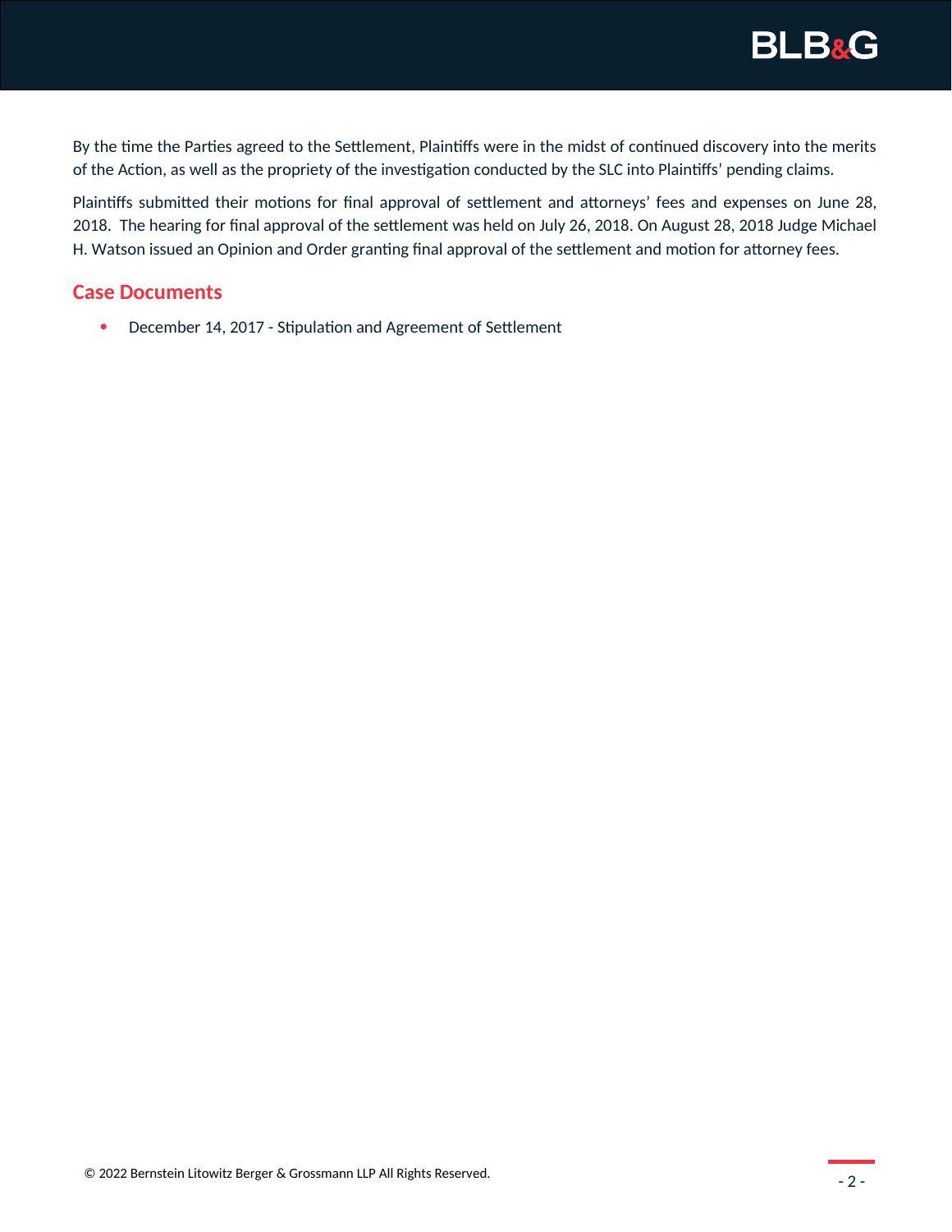By the time the Parties agreed to the Settlement, Plaintiffs were in the midst of continued discovery into the merits of the Action, as well as the propriety of the investigation conducted by the SLC into Plaintiffs' pending claims.

Plaintiffs submitted their motions for final approval of settlement and attorneys' fees and expenses on June 28, 2018. The hearing for final approval of the settlement was held on July 26, 2018. On August 28, 2018 Judge Michael H. Watson issued an Opinion and Order granting final approval of the settlement and motion for attorney fees.

## Case Documents

- December 14, 2017 - Stipulation and Agreement of Settlement

© 2022 Bernstein Litowitz Berger & Grossmann LLP All Rights Reserved.